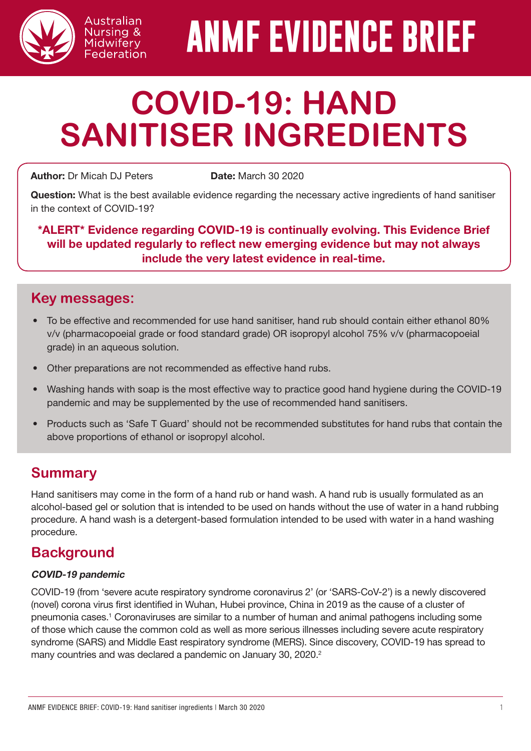# ANMF EVIDENCE BRIEF

# COVID-19: HAND SANITISER INGREDIENTS

**Author:** Dr Micah DJ Peters **Date:** March 30 2020

**Question:** What is the best available evidence regarding the necessary active ingredients of hand sanitiser in the context of COVID-19?

**\*ALERT\* Evidence regarding COVID-19 is continually evolving. This Evidence Brief will be updated regularly to reflect new emerging evidence but may not always include the very latest evidence in real-time.**

## Key messages:

- To be effective and recommended for use hand sanitiser, hand rub should contain either ethanol 80% v/v (pharmacopoeial grade or food standard grade) OR isopropyl alcohol 75% v/v (pharmacopoeial grade) in an aqueous solution.
- Other preparations are not recommended as effective hand rubs.
- Washing hands with soap is the most effective way to practice good hand hygiene during the COVID-19 pandemic and may be supplemented by the use of recommended hand sanitisers.
- Products such as 'Safe T Guard' should not be recommended substitutes for hand rubs that contain the above proportions of ethanol or isopropyl alcohol.

## Summary

Hand sanitisers may come in the form of a hand rub or hand wash. A hand rub is usually formulated as an alcohol-based gel or solution that is intended to be used on hands without the use of water in a hand rubbing procedure. A hand wash is a detergent-based formulation intended to be used with water in a hand washing procedure.

## Background

### *COVID-19 pandemic*

COVID-19 (from 'severe acute respiratory syndrome coronavirus 2' (or 'SARS-CoV-2') is a newly discovered (novel) corona virus first identified in Wuhan, Hubei province, China in 2019 as the cause of a cluster of pneumonia cases.[1] Coronaviruses are similar to a number of human and animal pathogens including some of those which cause the common cold as well as more serious illnesses including severe acute respiratory syndrome (SARS) and Middle East respiratory syndrome (MERS). Since discovery, COVID-19 has spread to many countries and was declared a pandemic on January 30, 2020.[2]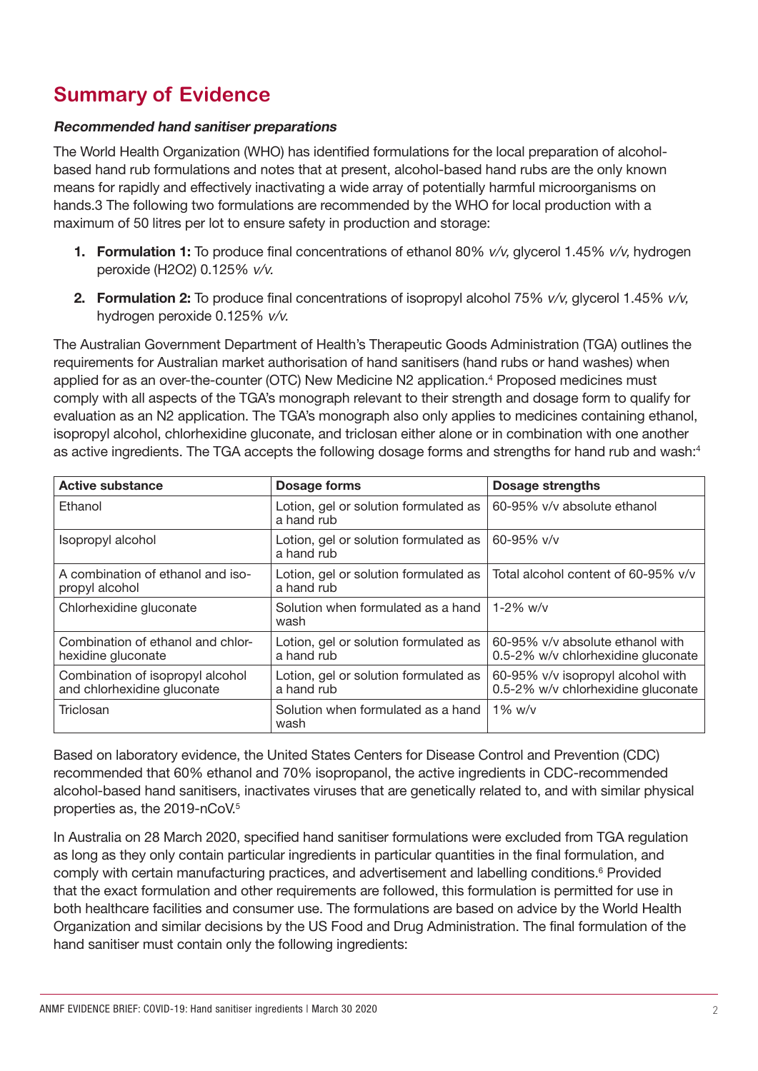## Summary of Evidence

***Recommended hand sanitiser preparations***

The World Health Organization (WHO) has identified formulations for the local preparation of alcohol-based hand rub formulations and notes that at present, alcohol-based hand rubs are the only known means for rapidly and effectively inactivating a wide array of potentially harmful microorganisms on hands.3 The following two formulations are recommended by the WHO for local production with a maximum of 50 litres per lot to ensure safety in production and storage:

1. **Formulation 1:** To produce final concentrations of ethanol 80% *v/v,* glycerol 1.45% *v/v,* hydrogen peroxide ($H_2O_2$) 0.125% *v/v.*
2. **Formulation 2:** To produce final concentrations of isopropyl alcohol 75% *v/v,* glycerol 1.45% *v/v,* hydrogen peroxide 0.125% *v/v.*

The Australian Government Department of Health's Therapeutic Goods Administration (TGA) outlines the requirements for Australian market authorisation of hand sanitisers (hand rubs or hand washes) when applied for as an over-the-counter (OTC) New Medicine N2 application.[4] Proposed medicines must comply with all aspects of the TGA's monograph relevant to their strength and dosage form to qualify for evaluation as an N2 application. The TGA's monograph also only applies to medicines containing ethanol, isopropyl alcohol, chlorhexidine gluconate, and triclosan either alone or in combination with one another as active ingredients. The TGA accepts the following dosage forms and strengths for hand rub and wash:[4]

| Active substance | Dosage forms | Dosage strengths |
|---|---|---|
| Ethanol | Lotion, gel or solution formulated as a hand rub | 60-95% v/v absolute ethanol |
| Isopropyl alcohol | Lotion, gel or solution formulated as a hand rub | 60-95% v/v |
| A combination of ethanol and iso-propyl alcohol | Lotion, gel or solution formulated as a hand rub | Total alcohol content of 60-95% v/v |
| Chlorhexidine gluconate | Solution when formulated as a hand wash | 1-2% w/v |
| Combination of ethanol and chlor-hexidine gluconate | Lotion, gel or solution formulated as a hand rub | 60-95% v/v absolute ethanol with 0.5-2% w/v chlorhexidine gluconate |
| Combination of isopropyl alcohol and chlorhexidine gluconate | Lotion, gel or solution formulated as a hand rub | 60-95% v/v isopropyl alcohol with 0.5-2% w/v chlorhexidine gluconate |
| Triclosan | Solution when formulated as a hand wash | 1% w/v |

Based on laboratory evidence, the United States Centers for Disease Control and Prevention (CDC) recommended that 60% ethanol and 70% isopropanol, the active ingredients in CDC-recommended alcohol-based hand sanitisers, inactivates viruses that are genetically related to, and with similar physical properties as, the 2019-nCoV.[5]

In Australia on 28 March 2020, specified hand sanitiser formulations were excluded from TGA regulation as long as they only contain particular ingredients in particular quantities in the final formulation, and comply with certain manufacturing practices, and advertisement and labelling conditions.[6] Provided that the exact formulation and other requirements are followed, this formulation is permitted for use in both healthcare facilities and consumer use. The formulations are based on advice by the World Health Organization and similar decisions by the US Food and Drug Administration. The final formulation of the hand sanitiser must contain only the following ingredients: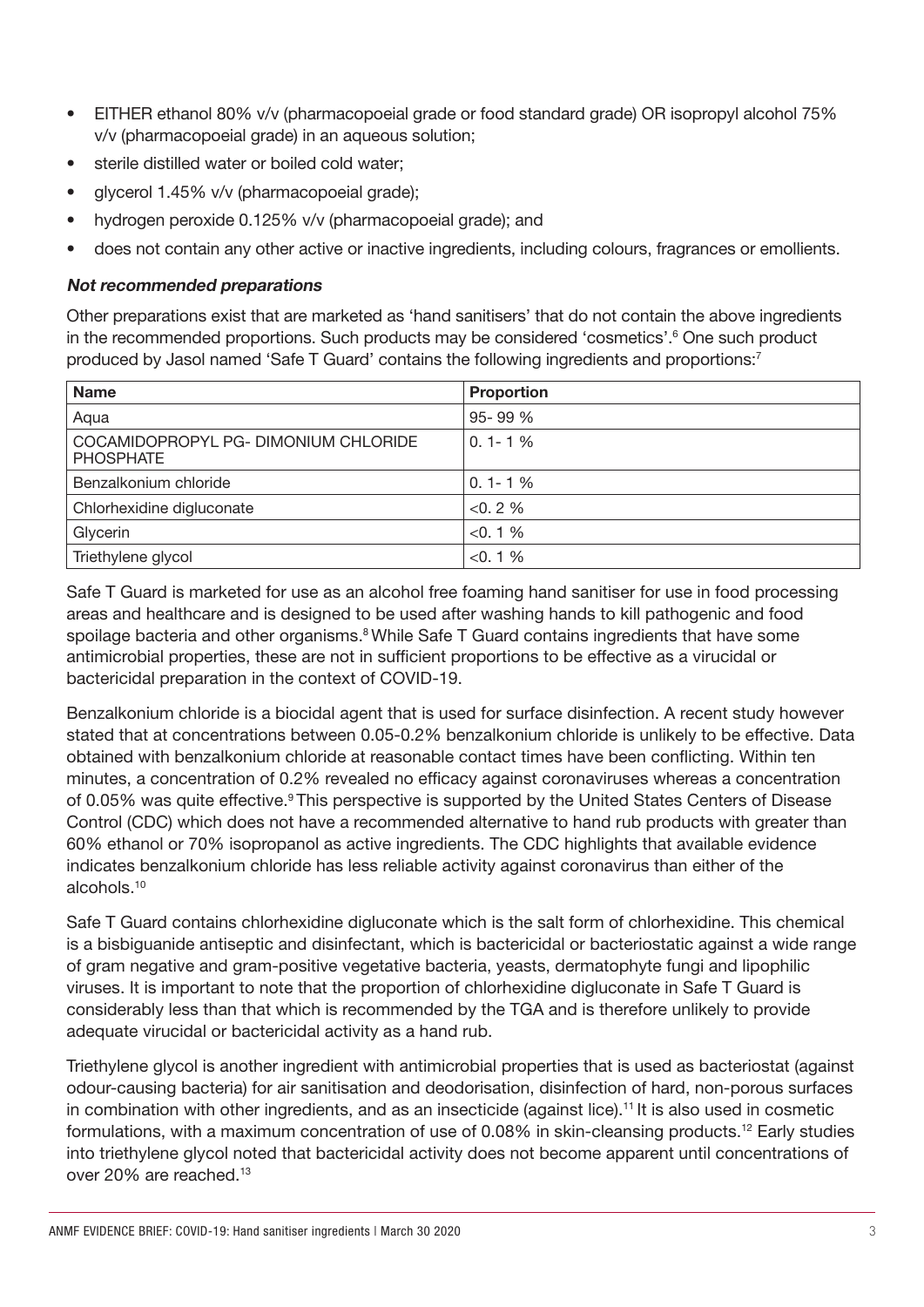- EITHER ethanol 80% v/v (pharmacopoeial grade or food standard grade) OR isopropyl alcohol 75% v/v (pharmacopoeial grade) in an aqueous solution;
- sterile distilled water or boiled cold water;
- glycerol 1.45% v/v (pharmacopoeial grade);
- hydrogen peroxide 0.125% v/v (pharmacopoeial grade); and
- does not contain any other active or inactive ingredients, including colours, fragrances or emollients.

***Not recommended preparations***

Other preparations exist that are marketed as 'hand sanitisers' that do not contain the above ingredients in the recommended proportions. Such products may be considered 'cosmetics'.[6] One such product produced by Jasol named 'Safe T Guard' contains the following ingredients and proportions:[7]

| Name | Proportion |
|---|---|
| Aqua | 95- 99 % |
| COCAMIDOPROPYL PG- DIMONIUM CHLORIDE PHOSPHATE | 0. 1- 1 % |
| Benzalkonium chloride | 0. 1- 1 % |
| Chlorhexidine digluconate | <0. 2 % |
| Glycerin | <0. 1 % |
| Triethylene glycol | <0. 1 % |

Safe T Guard is marketed for use as an alcohol free foaming hand sanitiser for use in food processing areas and healthcare and is designed to be used after washing hands to kill pathogenic and food spoilage bacteria and other organisms.[8] While Safe T Guard contains ingredients that have some antimicrobial properties, these are not in sufficient proportions to be effective as a virucidal or bactericidal preparation in the context of COVID-19.

Benzalkonium chloride is a biocidal agent that is used for surface disinfection. A recent study however stated that at concentrations between 0.05-0.2% benzalkonium chloride is unlikely to be effective. Data obtained with benzalkonium chloride at reasonable contact times have been conflicting. Within ten minutes, a concentration of 0.2% revealed no efficacy against coronaviruses whereas a concentration of 0.05% was quite effective.[9] This perspective is supported by the United States Centers of Disease Control (CDC) which does not have a recommended alternative to hand rub products with greater than 60% ethanol or 70% isopropanol as active ingredients. The CDC highlights that available evidence indicates benzalkonium chloride has less reliable activity against coronavirus than either of the alcohols.[10]

Safe T Guard contains chlorhexidine digluconate which is the salt form of chlorhexidine. This chemical is a bisbiguanide antiseptic and disinfectant, which is bactericidal or bacteriostatic against a wide range of gram negative and gram-positive vegetative bacteria, yeasts, dermatophyte fungi and lipophilic viruses. It is important to note that the proportion of chlorhexidine digluconate in Safe T Guard is considerably less than that which is recommended by the TGA and is therefore unlikely to provide adequate virucidal or bactericidal activity as a hand rub.

Triethylene glycol is another ingredient with antimicrobial properties that is used as bacteriostat (against odour-causing bacteria) for air sanitisation and deodorisation, disinfection of hard, non-porous surfaces in combination with other ingredients, and as an insecticide (against lice).[11] It is also used in cosmetic formulations, with a maximum concentration of use of 0.08% in skin-cleansing products.[12] Early studies into triethylene glycol noted that bactericidal activity does not become apparent until concentrations of over 20% are reached.[13]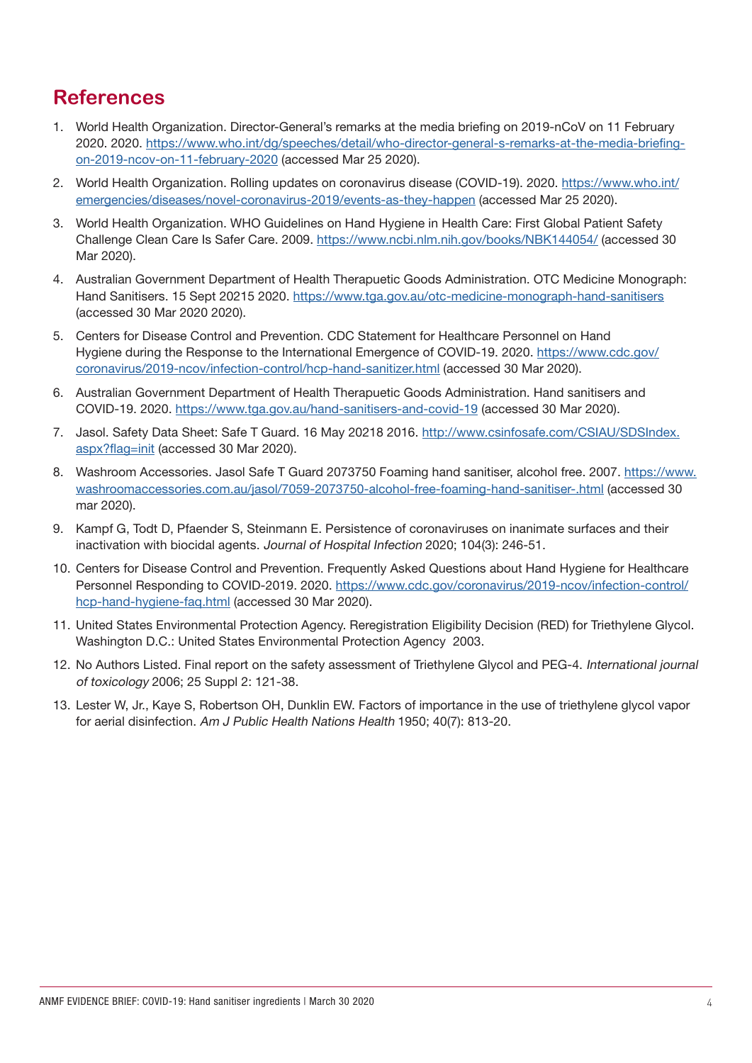## References

1. World Health Organization. Director-General's remarks at the media briefing on 2019-nCoV on 11 February 2020. 2020. https://www.who.int/dg/speeches/detail/who-director-general-s-remarks-at-the-media-briefing-on-2019-ncov-on-11-february-2020 (accessed Mar 25 2020).
2. World Health Organization. Rolling updates on coronavirus disease (COVID-19). 2020. https://www.who.int/emergencies/diseases/novel-coronavirus-2019/events-as-they-happen (accessed Mar 25 2020).
3. World Health Organization. WHO Guidelines on Hand Hygiene in Health Care: First Global Patient Safety Challenge Clean Care Is Safer Care. 2009. https://www.ncbi.nlm.nih.gov/books/NBK144054/ (accessed 30 Mar 2020).
4. Australian Government Department of Health Therapeutic Goods Administration. OTC Medicine Monograph: Hand Sanitisers. 15 Sept 20215 2020. https://www.tga.gov.au/otc-medicine-monograph-hand-sanitisers (accessed 30 Mar 2020 2020).
5. Centers for Disease Control and Prevention. CDC Statement for Healthcare Personnel on Hand Hygiene during the Response to the International Emergence of COVID-19. 2020. https://www.cdc.gov/coronavirus/2019-ncov/infection-control/hcp-hand-sanitizer.html (accessed 30 Mar 2020).
6. Australian Government Department of Health Therapeutic Goods Administration. Hand sanitisers and COVID-19. 2020. https://www.tga.gov.au/hand-sanitisers-and-covid-19 (accessed 30 Mar 2020).
7. Jasol. Safety Data Sheet: Safe T Guard. 16 May 20218 2016. http://www.csinfosafe.com/CSIAU/SDSIndex.aspx?flag=init (accessed 30 Mar 2020).
8. Washroom Accessories. Jasol Safe T Guard 2073750 Foaming hand sanitiser, alcohol free. 2007. https://www.washroomaccessories.com.au/jasol/7059-2073750-alcohol-free-foaming-hand-sanitiser-.html (accessed 30 mar 2020).
9. Kampf G, Todt D, Pfaender S, Steinmann E. Persistence of coronaviruses on inanimate surfaces and their inactivation with biocidal agents. *Journal of Hospital Infection* 2020; 104(3): 246-51.
10. Centers for Disease Control and Prevention. Frequently Asked Questions about Hand Hygiene for Healthcare Personnel Responding to COVID-2019. 2020. https://www.cdc.gov/coronavirus/2019-ncov/infection-control/hcp-hand-hygiene-faq.html (accessed 30 Mar 2020).
11. United States Environmental Protection Agency. Reregistration Eligibility Decision (RED) for Triethylene Glycol. Washington D.C.: United States Environmental Protection Agency 2003.
12. No Authors Listed. Final report on the safety assessment of Triethylene Glycol and PEG-4. *International journal of toxicology* 2006; 25 Suppl 2: 121-38.
13. Lester W, Jr., Kaye S, Robertson OH, Dunklin EW. Factors of importance in the use of triethylene glycol vapor for aerial disinfection. *Am J Public Health Nations Health* 1950; 40(7): 813-20.